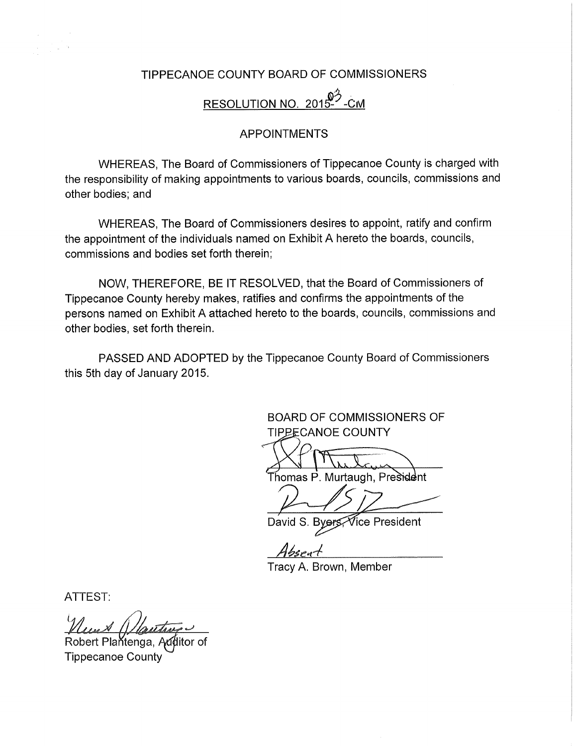# TIPPECANOE COUNTY BOARD OF COMMISSIONERS

## RESOLUTION NO. 2015-03-CM

### APPOINTMENTS

WHEREAS, The Board of Commissioners of Tippecanoe County is charged with the responsibility of making appointments to various boards, councils, commissions and other bodies; and

WHEREAS, The Board of Commissioners desires to appoint, ratify and confirm the appointment of the individuals named on Exhibit A hereto the boards, councils, commissions and bodies set forth therein;

NOW, THEREFORE, BE IT RESOLVED, that the Board of Commissioners of Tippecanoe County hereby makes, ratifies and confirms the appointments of the persons named on Exhibit A attached hereto to the boards, councils, commissions and other bodies, set forth therein.

PASSED AND ADOPTED by the Tippecanoe County Board of Commissioners this 5th day of January 2015.

BOARD OF COMMISSIONERS OF TIPPECANOE COUNTY

Thomas P. Murtaugh, President

David S. Byers, Vice President

Absent
Tracy A. Brown, Member

ATTEST:

Robert Plantenga, Auditor of Tippecanoe County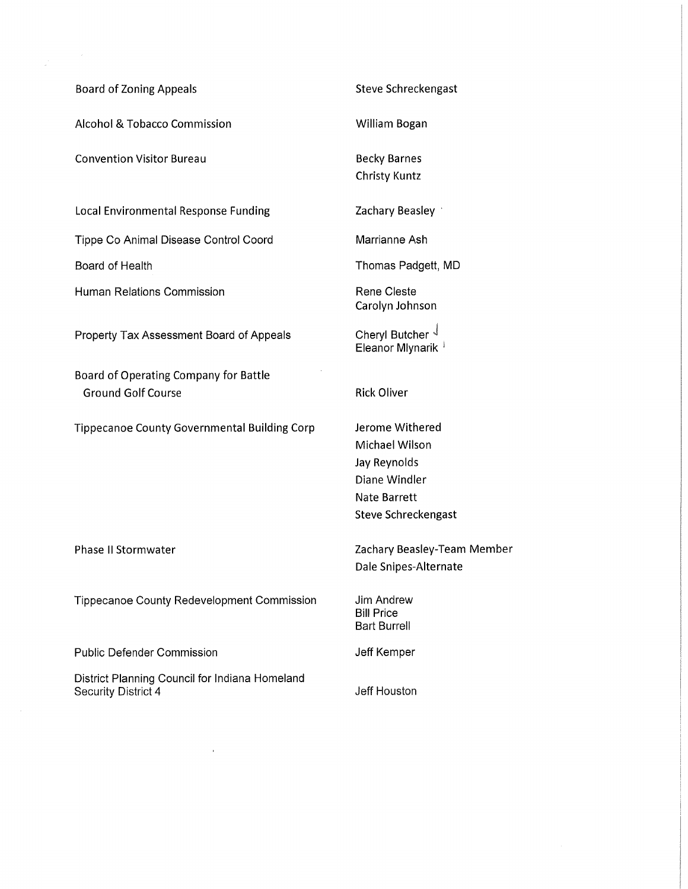| | |
|---|---|
| Board of Zoning Appeals | Steve Schreckengast |
| Alcohol & Tobacco Commission | William Bogan |
| Convention Visitor Bureau | Becky Barnes<br>Christy Kuntz |
| Local Environmental Response Funding | Zachary Beasley |
| Tippe Co Animal Disease Control Coord | Marrianne Ash |
| Board of Health | Thomas Padgett, MD |
| Human Relations Commission | Rene Cleste<br>Carolyn Johnson |
| Property Tax Assessment Board of Appeals | Cheryl Butcher<br>Eleanor Mlynarik |
| Board of Operating Company for Battle Ground Golf Course | Rick Oliver |
| Tippecanoe County Governmental Building Corp | Jerome Withered<br>Michael Wilson<br>Jay Reynolds<br>Diane Windler<br>Nate Barrett<br>Steve Schreckengast |
| Phase II Stormwater | Zachary Beasley-Team Member<br>Dale Snipes-Alternate |
| Tippecanoe County Redevelopment Commission | Jim Andrew<br>Bill Price<br>Bart Burrell |
| Public Defender Commission | Jeff Kemper |
| District Planning Council for Indiana Homeland Security District 4 | Jeff Houston |